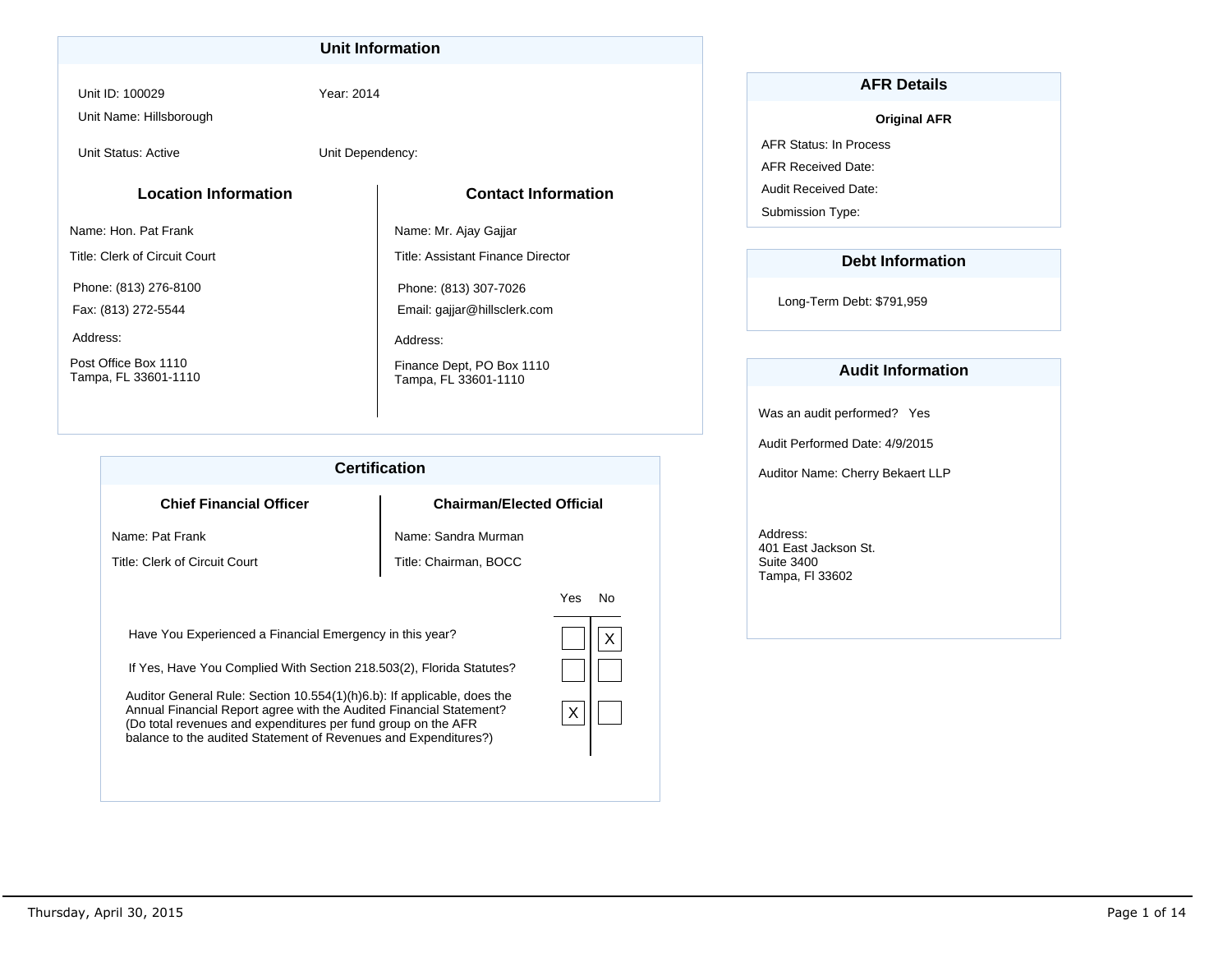## Unit Information

Unit ID: 100029

Year: 2014

Unit Name: Hillsborough

Unit Status: Active

Unit Dependency:

### Location Information

Name: Hon. Pat Frank

Title: Clerk of Circuit Court

Phone: (813) 276-8100

Fax: (813) 272-5544

Address:

Post Office Box 1110
Tampa, FL 33601-1110

### Contact Information

Name: Mr. Ajay Gajjar

Title: Assistant Finance Director

Phone: (813) 307-7026

Email: gajjar@hillsclerk.com

Address:

Finance Dept, PO Box 1110
Tampa, FL 33601-1110

## Certification

### Chief Financial Officer

Name: Pat Frank

Title: Clerk of Circuit Court

### Chairman/Elected Official

Name: Sandra Murman

Title: Chairman, BOCC

| | Yes | No |
|---|---|---|
| Have You Experienced a Financial Emergency in this year? | | X |
| If Yes, Have You Complied With Section 218.503(2), Florida Statutes? | | |
| Auditor General Rule: Section 10.554(1)(h)6.b): If applicable, does the Annual Financial Report agree with the Audited Financial Statement? (Do total revenues and expenditures per fund group on the AFR balance to the audited Statement of Revenues and Expenditures?) | X | |

## AFR Details

**Original AFR**

AFR Status: In Process

AFR Received Date:

Audit Received Date:

Submission Type:

## Debt Information

Long-Term Debt: $791,959

## Audit Information

Was an audit performed? Yes

Audit Performed Date: 4/9/2015

Auditor Name: Cherry Bekaert LLP

Address:
401 East Jackson St.
Suite 3400
Tampa, Fl 33602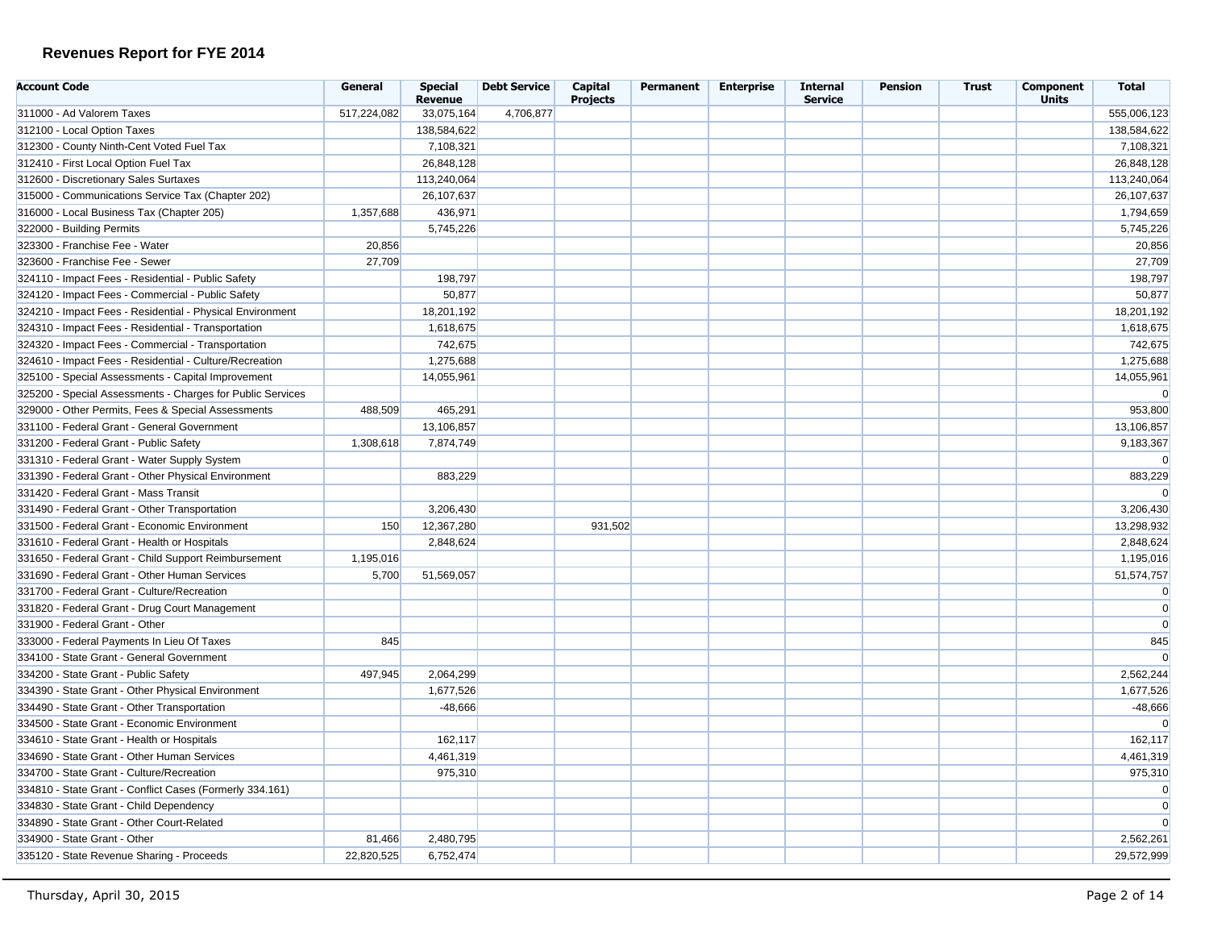## Revenues Report for FYE 2014

| Account Code | General | Special Revenue | Debt Service | Capital Projects | Permanent | Enterprise | Internal Service | Pension | Trust | Component Units | Total |
|---|---|---|---|---|---|---|---|---|---|---|---|
| 311000 - Ad Valorem Taxes | 517,224,082 | 33,075,164 | 4,706,877 | | | | | | | | 555,006,123 |
| 312100 - Local Option Taxes | | 138,584,622 | | | | | | | | | 138,584,622 |
| 312300 - County Ninth-Cent Voted Fuel Tax | | 7,108,321 | | | | | | | | | 7,108,321 |
| 312410 - First Local Option Fuel Tax | | 26,848,128 | | | | | | | | | 26,848,128 |
| 312600 - Discretionary Sales Surtaxes | | 113,240,064 | | | | | | | | | 113,240,064 |
| 315000 - Communications Service Tax (Chapter 202) | | 26,107,637 | | | | | | | | | 26,107,637 |
| 316000 - Local Business Tax (Chapter 205) | 1,357,688 | 436,971 | | | | | | | | | 1,794,659 |
| 322000 - Building Permits | | 5,745,226 | | | | | | | | | 5,745,226 |
| 323300 - Franchise Fee - Water | 20,856 | | | | | | | | | | 20,856 |
| 323600 - Franchise Fee - Sewer | 27,709 | | | | | | | | | | 27,709 |
| 324110 - Impact Fees - Residential - Public Safety | | 198,797 | | | | | | | | | 198,797 |
| 324120 - Impact Fees - Commercial - Public Safety | | 50,877 | | | | | | | | | 50,877 |
| 324210 - Impact Fees - Residential - Physical Environment | | 18,201,192 | | | | | | | | | 18,201,192 |
| 324310 - Impact Fees - Residential - Transportation | | 1,618,675 | | | | | | | | | 1,618,675 |
| 324320 - Impact Fees - Commercial - Transportation | | 742,675 | | | | | | | | | 742,675 |
| 324610 - Impact Fees - Residential - Culture/Recreation | | 1,275,688 | | | | | | | | | 1,275,688 |
| 325100 - Special Assessments - Capital Improvement | | 14,055,961 | | | | | | | | | 14,055,961 |
| 325200 - Special Assessments - Charges for Public Services | | | | | | | | | | | 0 |
| 329000 - Other Permits, Fees & Special Assessments | 488,509 | 465,291 | | | | | | | | | 953,800 |
| 331100 - Federal Grant - General Government | | 13,106,857 | | | | | | | | | 13,106,857 |
| 331200 - Federal Grant - Public Safety | 1,308,618 | 7,874,749 | | | | | | | | | 9,183,367 |
| 331310 - Federal Grant - Water Supply System | | | | | | | | | | | 0 |
| 331390 - Federal Grant - Other Physical Environment | | 883,229 | | | | | | | | | 883,229 |
| 331420 - Federal Grant - Mass Transit | | | | | | | | | | | 0 |
| 331490 - Federal Grant - Other Transportation | | 3,206,430 | | | | | | | | | 3,206,430 |
| 331500 - Federal Grant - Economic Environment | 150 | 12,367,280 | | 931,502 | | | | | | | 13,298,932 |
| 331610 - Federal Grant - Health or Hospitals | | 2,848,624 | | | | | | | | | 2,848,624 |
| 331650 - Federal Grant - Child Support Reimbursement | 1,195,016 | | | | | | | | | | 1,195,016 |
| 331690 - Federal Grant - Other Human Services | 5,700 | 51,569,057 | | | | | | | | | 51,574,757 |
| 331700 - Federal Grant - Culture/Recreation | | | | | | | | | | | 0 |
| 331820 - Federal Grant - Drug Court Management | | | | | | | | | | | 0 |
| 331900 - Federal Grant - Other | | | | | | | | | | | 0 |
| 333000 - Federal Payments In Lieu Of Taxes | 845 | | | | | | | | | | 845 |
| 334100 - State Grant - General Government | | | | | | | | | | | 0 |
| 334200 - State Grant - Public Safety | 497,945 | 2,064,299 | | | | | | | | | 2,562,244 |
| 334390 - State Grant - Other Physical Environment | | 1,677,526 | | | | | | | | | 1,677,526 |
| 334490 - State Grant - Other Transportation | | -48,666 | | | | | | | | | -48,666 |
| 334500 - State Grant - Economic Environment | | | | | | | | | | | 0 |
| 334610 - State Grant - Health or Hospitals | | 162,117 | | | | | | | | | 162,117 |
| 334690 - State Grant - Other Human Services | | 4,461,319 | | | | | | | | | 4,461,319 |
| 334700 - State Grant - Culture/Recreation | | 975,310 | | | | | | | | | 975,310 |
| 334810 - State Grant - Conflict Cases (Formerly 334.161) | | | | | | | | | | | 0 |
| 334830 - State Grant - Child Dependency | | | | | | | | | | | 0 |
| 334890 - State Grant - Other Court-Related | | | | | | | | | | | 0 |
| 334900 - State Grant - Other | 81,466 | 2,480,795 | | | | | | | | | 2,562,261 |
| 335120 - State Revenue Sharing - Proceeds | 22,820,525 | 6,752,474 | | | | | | | | | 29,572,999 |

Thursday, April 30, 2015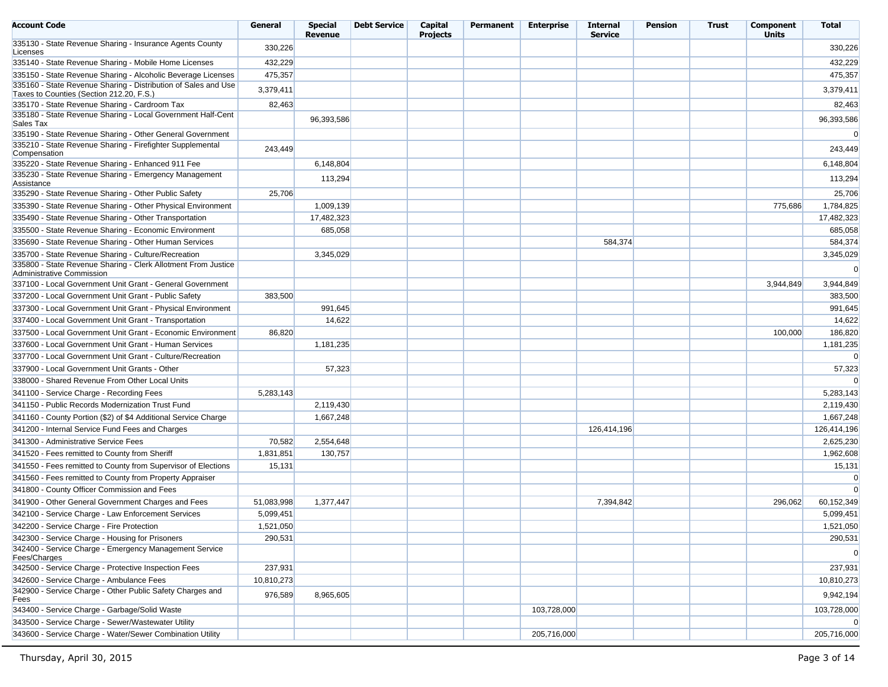| Account Code | General | Special Revenue | Debt Service | Capital Projects | Permanent | Enterprise | Internal Service | Pension | Trust | Component Units | Total |
|---|---|---|---|---|---|---|---|---|---|---|---|
| 335130 - State Revenue Sharing - Insurance Agents County Licenses | 330,226 | | | | | | | | | | 330,226 |
| 335140 - State Revenue Sharing - Mobile Home Licenses | 432,229 | | | | | | | | | | 432,229 |
| 335150 - State Revenue Sharing - Alcoholic Beverage Licenses | 475,357 | | | | | | | | | | 475,357 |
| 335160 - State Revenue Sharing - Distribution of Sales and Use Taxes to Counties (Section 212.20, F.S.) | 3,379,411 | | | | | | | | | | 3,379,411 |
| 335170 - State Revenue Sharing - Cardroom Tax | 82,463 | | | | | | | | | | 82,463 |
| 335180 - State Revenue Sharing - Local Government Half-Cent Sales Tax | | 96,393,586 | | | | | | | | | 96,393,586 |
| 335190 - State Revenue Sharing - Other General Government | | | | | | | | | | | 0 |
| 335210 - State Revenue Sharing - Firefighter Supplemental Compensation | 243,449 | | | | | | | | | | 243,449 |
| 335220 - State Revenue Sharing - Enhanced 911 Fee | | 6,148,804 | | | | | | | | | 6,148,804 |
| 335230 - State Revenue Sharing - Emergency Management Assistance | | 113,294 | | | | | | | | | 113,294 |
| 335290 - State Revenue Sharing - Other Public Safety | 25,706 | | | | | | | | | | 25,706 |
| 335390 - State Revenue Sharing - Other Physical Environment | | 1,009,139 | | | | | | | | 775,686 | 1,784,825 |
| 335490 - State Revenue Sharing - Other Transportation | | 17,482,323 | | | | | | | | | 17,482,323 |
| 335500 - State Revenue Sharing - Economic Environment | | 685,058 | | | | | | | | | 685,058 |
| 335690 - State Revenue Sharing - Other Human Services | | | | | | | 584,374 | | | | 584,374 |
| 335700 - State Revenue Sharing - Culture/Recreation | | 3,345,029 | | | | | | | | | 3,345,029 |
| 335800 - State Revenue Sharing - Clerk Allotment From Justice Administrative Commission | | | | | | | | | | | 0 |
| 337100 - Local Government Unit Grant - General Government | | | | | | | | | | 3,944,849 | 3,944,849 |
| 337200 - Local Government Unit Grant - Public Safety | 383,500 | | | | | | | | | | 383,500 |
| 337300 - Local Government Unit Grant - Physical Environment | | 991,645 | | | | | | | | | 991,645 |
| 337400 - Local Government Unit Grant - Transportation | | 14,622 | | | | | | | | | 14,622 |
| 337500 - Local Government Unit Grant - Economic Environment | 86,820 | | | | | | | | | 100,000 | 186,820 |
| 337600 - Local Government Unit Grant - Human Services | | 1,181,235 | | | | | | | | | 1,181,235 |
| 337700 - Local Government Unit Grant - Culture/Recreation | | | | | | | | | | | 0 |
| 337900 - Local Government Unit Grants - Other | | 57,323 | | | | | | | | | 57,323 |
| 338000 - Shared Revenue From Other Local Units | | | | | | | | | | | 0 |
| 341100 - Service Charge - Recording Fees | 5,283,143 | | | | | | | | | | 5,283,143 |
| 341150 - Public Records Modernization Trust Fund | | 2,119,430 | | | | | | | | | 2,119,430 |
| 341160 - County Portion ($2) of $4 Additional Service Charge | | 1,667,248 | | | | | | | | | 1,667,248 |
| 341200 - Internal Service Fund Fees and Charges | | | | | | | 126,414,196 | | | | 126,414,196 |
| 341300 - Administrative Service Fees | 70,582 | 2,554,648 | | | | | | | | | 2,625,230 |
| 341520 - Fees remitted to County from Sheriff | 1,831,851 | 130,757 | | | | | | | | | 1,962,608 |
| 341550 - Fees remitted to County from Supervisor of Elections | 15,131 | | | | | | | | | | 15,131 |
| 341560 - Fees remitted to County from Property Appraiser | | | | | | | | | | | 0 |
| 341800 - County Officer Commission and Fees | | | | | | | | | | | 0 |
| 341900 - Other General Government Charges and Fees | 51,083,998 | 1,377,447 | | | | | 7,394,842 | | | 296,062 | 60,152,349 |
| 342100 - Service Charge - Law Enforcement Services | 5,099,451 | | | | | | | | | | 5,099,451 |
| 342200 - Service Charge - Fire Protection | 1,521,050 | | | | | | | | | | 1,521,050 |
| 342300 - Service Charge - Housing for Prisoners | 290,531 | | | | | | | | | | 290,531 |
| 342400 - Service Charge - Emergency Management Service Fees/Charges | | | | | | | | | | | 0 |
| 342500 - Service Charge - Protective Inspection Fees | 237,931 | | | | | | | | | | 237,931 |
| 342600 - Service Charge - Ambulance Fees | 10,810,273 | | | | | | | | | | 10,810,273 |
| 342900 - Service Charge - Other Public Safety Charges and Fees | 976,589 | 8,965,605 | | | | | | | | | 9,942,194 |
| 343400 - Service Charge - Garbage/Solid Waste | | | | | | 103,728,000 | | | | | 103,728,000 |
| 343500 - Service Charge - Sewer/Wastewater Utility | | | | | | | | | | | 0 |
| 343600 - Service Charge - Water/Sewer Combination Utility | | | | | | 205,716,000 | | | | | 205,716,000 |

Thursday, April 30, 2015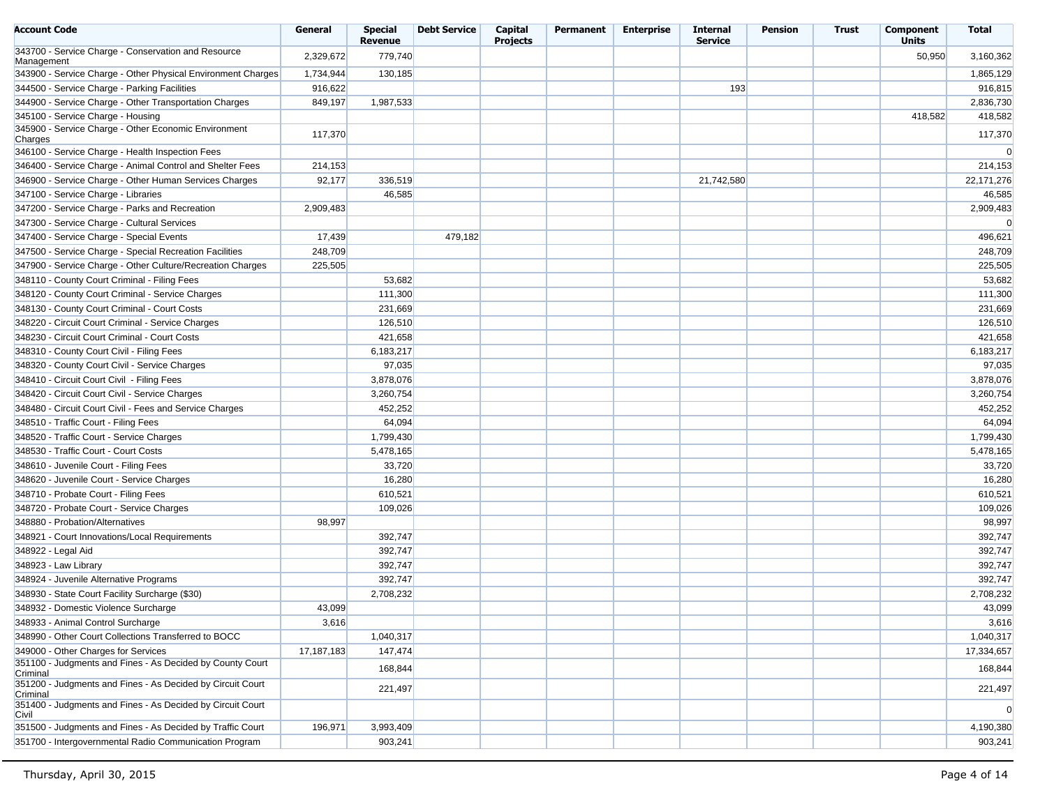| Account Code | General | Special Revenue | Debt Service | Capital Projects | Permanent | Enterprise | Internal Service | Pension | Trust | Component Units | Total |
|---|---|---|---|---|---|---|---|---|---|---|---|
| 343700 - Service Charge - Conservation and Resource Management | 2,329,672 | 779,740 | | | | | | | | 50,950 | 3,160,362 |
| 343900 - Service Charge - Other Physical Environment Charges | 1,734,944 | 130,185 | | | | | | | | | 1,865,129 |
| 344500 - Service Charge - Parking Facilities | 916,622 | | | | | | 193 | | | | 916,815 |
| 344900 - Service Charge - Other Transportation Charges | 849,197 | 1,987,533 | | | | | | | | | 2,836,730 |
| 345100 - Service Charge - Housing | | | | | | | | | | 418,582 | 418,582 |
| 345900 - Service Charge - Other Economic Environment Charges | 117,370 | | | | | | | | | | 117,370 |
| 346100 - Service Charge - Health Inspection Fees | | | | | | | | | | | 0 |
| 346400 - Service Charge - Animal Control and Shelter Fees | 214,153 | | | | | | | | | | 214,153 |
| 346900 - Service Charge - Other Human Services Charges | 92,177 | 336,519 | | | | | 21,742,580 | | | | 22,171,276 |
| 347100 - Service Charge - Libraries | | 46,585 | | | | | | | | | 46,585 |
| 347200 - Service Charge - Parks and Recreation | 2,909,483 | | | | | | | | | | 2,909,483 |
| 347300 - Service Charge - Cultural Services | | | | | | | | | | | 0 |
| 347400 - Service Charge - Special Events | 17,439 | | 479,182 | | | | | | | | 496,621 |
| 347500 - Service Charge - Special Recreation Facilities | 248,709 | | | | | | | | | | 248,709 |
| 347900 - Service Charge - Other Culture/Recreation Charges | 225,505 | | | | | | | | | | 225,505 |
| 348110 - County Court Criminal - Filing Fees | | 53,682 | | | | | | | | | 53,682 |
| 348120 - County Court Criminal - Service Charges | | 111,300 | | | | | | | | | 111,300 |
| 348130 - County Court Criminal - Court Costs | | 231,669 | | | | | | | | | 231,669 |
| 348220 - Circuit Court Criminal - Service Charges | | 126,510 | | | | | | | | | 126,510 |
| 348230 - Circuit Court Criminal - Court Costs | | 421,658 | | | | | | | | | 421,658 |
| 348310 - County Court Civil - Filing Fees | | 6,183,217 | | | | | | | | | 6,183,217 |
| 348320 - County Court Civil - Service Charges | | 97,035 | | | | | | | | | 97,035 |
| 348410 - Circuit Court Civil - Filing Fees | | 3,878,076 | | | | | | | | | 3,878,076 |
| 348420 - Circuit Court Civil - Service Charges | | 3,260,754 | | | | | | | | | 3,260,754 |
| 348480 - Circuit Court Civil - Fees and Service Charges | | 452,252 | | | | | | | | | 452,252 |
| 348510 - Traffic Court - Filing Fees | | 64,094 | | | | | | | | | 64,094 |
| 348520 - Traffic Court - Service Charges | | 1,799,430 | | | | | | | | | 1,799,430 |
| 348530 - Traffic Court - Court Costs | | 5,478,165 | | | | | | | | | 5,478,165 |
| 348610 - Juvenile Court - Filing Fees | | 33,720 | | | | | | | | | 33,720 |
| 348620 - Juvenile Court - Service Charges | | 16,280 | | | | | | | | | 16,280 |
| 348710 - Probate Court - Filing Fees | | 610,521 | | | | | | | | | 610,521 |
| 348720 - Probate Court - Service Charges | | 109,026 | | | | | | | | | 109,026 |
| 348880 - Probation/Alternatives | 98,997 | | | | | | | | | | 98,997 |
| 348921 - Court Innovations/Local Requirements | | 392,747 | | | | | | | | | 392,747 |
| 348922 - Legal Aid | | 392,747 | | | | | | | | | 392,747 |
| 348923 - Law Library | | 392,747 | | | | | | | | | 392,747 |
| 348924 - Juvenile Alternative Programs | | 392,747 | | | | | | | | | 392,747 |
| 348930 - State Court Facility Surcharge ($30) | | 2,708,232 | | | | | | | | | 2,708,232 |
| 348932 - Domestic Violence Surcharge | 43,099 | | | | | | | | | | 43,099 |
| 348933 - Animal Control Surcharge | 3,616 | | | | | | | | | | 3,616 |
| 348990 - Other Court Collections Transferred to BOCC | | 1,040,317 | | | | | | | | | 1,040,317 |
| 349000 - Other Charges for Services | 17,187,183 | 147,474 | | | | | | | | | 17,334,657 |
| 351100 - Judgments and Fines - As Decided by County Court Criminal | | 168,844 | | | | | | | | | 168,844 |
| 351200 - Judgments and Fines - As Decided by Circuit Court Criminal | | 221,497 | | | | | | | | | 221,497 |
| 351400 - Judgments and Fines - As Decided by Circuit Court Civil | | | | | | | | | | | 0 |
| 351500 - Judgments and Fines - As Decided by Traffic Court | 196,971 | 3,993,409 | | | | | | | | | 4,190,380 |
| 351700 - Intergovernmental Radio Communication Program | | 903,241 | | | | | | | | | 903,241 |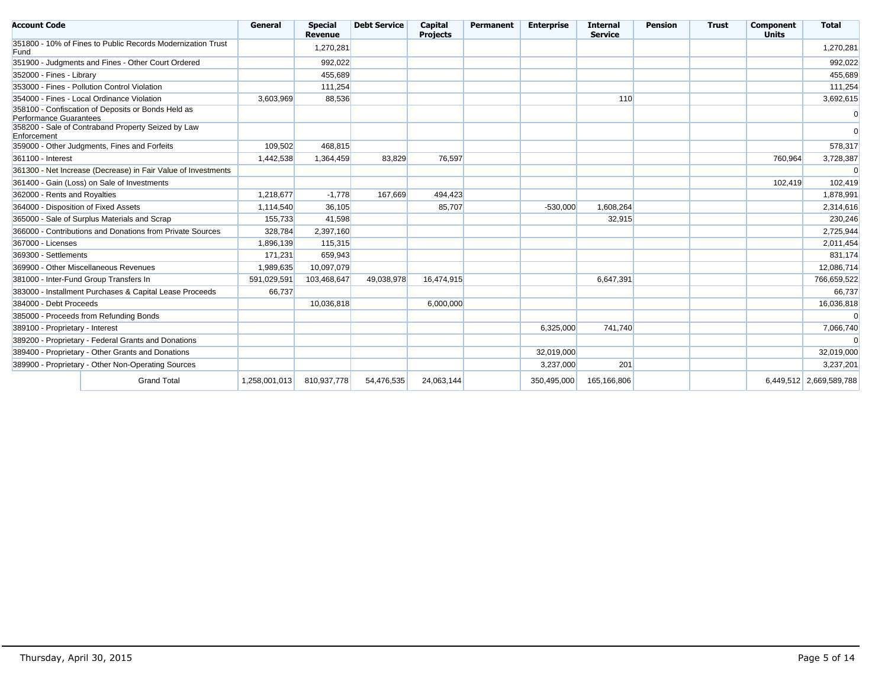| Account Code | General | Special Revenue | Debt Service | Capital Projects | Permanent | Enterprise | Internal Service | Pension | Trust | Component Units | Total |
|---|---|---|---|---|---|---|---|---|---|---|---|
| 351800 - 10% of Fines to Public Records Modernization Trust Fund | | 1,270,281 | | | | | | | | | 1,270,281 |
| 351900 - Judgments and Fines - Other Court Ordered | | 992,022 | | | | | | | | | 992,022 |
| 352000 - Fines - Library | | 455,689 | | | | | | | | | 455,689 |
| 353000 - Fines - Pollution Control Violation | | 111,254 | | | | | | | | | 111,254 |
| 354000 - Fines - Local Ordinance Violation | 3,603,969 | 88,536 | | | | | 110 | | | | 3,692,615 |
| 358100 - Confiscation of Deposits or Bonds Held as Performance Guarantees | | | | | | | | | | | 0 |
| 358200 - Sale of Contraband Property Seized by Law Enforcement | | | | | | | | | | | 0 |
| 359000 - Other Judgments, Fines and Forfeits | 109,502 | 468,815 | | | | | | | | | 578,317 |
| 361100 - Interest | 1,442,538 | 1,364,459 | 83,829 | 76,597 | | | | | | 760,964 | 3,728,387 |
| 361300 - Net Increase (Decrease) in Fair Value of Investments | | | | | | | | | | | 0 |
| 361400 - Gain (Loss) on Sale of Investments | | | | | | | | | | 102,419 | 102,419 |
| 362000 - Rents and Royalties | 1,218,677 | -1,778 | 167,669 | 494,423 | | | | | | | 1,878,991 |
| 364000 - Disposition of Fixed Assets | 1,114,540 | 36,105 | | 85,707 | | -530,000 | 1,608,264 | | | | 2,314,616 |
| 365000 - Sale of Surplus Materials and Scrap | 155,733 | 41,598 | | | | | 32,915 | | | | 230,246 |
| 366000 - Contributions and Donations from Private Sources | 328,784 | 2,397,160 | | | | | | | | | 2,725,944 |
| 367000 - Licenses | 1,896,139 | 115,315 | | | | | | | | | 2,011,454 |
| 369300 - Settlements | 171,231 | 659,943 | | | | | | | | | 831,174 |
| 369900 - Other Miscellaneous Revenues | 1,989,635 | 10,097,079 | | | | | | | | | 12,086,714 |
| 381000 - Inter-Fund Group Transfers In | 591,029,591 | 103,468,647 | 49,038,978 | 16,474,915 | | | 6,647,391 | | | | 766,659,522 |
| 383000 - Installment Purchases & Capital Lease Proceeds | 66,737 | | | | | | | | | | 66,737 |
| 384000 - Debt Proceeds | | 10,036,818 | | 6,000,000 | | | | | | | 16,036,818 |
| 385000 - Proceeds from Refunding Bonds | | | | | | | | | | | 0 |
| 389100 - Proprietary - Interest | | | | | | 6,325,000 | 741,740 | | | | 7,066,740 |
| 389200 - Proprietary - Federal Grants and Donations | | | | | | | | | | | 0 |
| 389400 - Proprietary - Other Grants and Donations | | | | | | 32,019,000 | | | | | 32,019,000 |
| 389900 - Proprietary - Other Non-Operating Sources | | | | | | 3,237,000 | 201 | | | | 3,237,201 |
| Grand Total | 1,258,001,013 | 810,937,778 | 54,476,535 | 24,063,144 | | 350,495,000 | 165,166,806 | | | 6,449,512 | 2,669,589,788 |

Thursday, April 30, 2015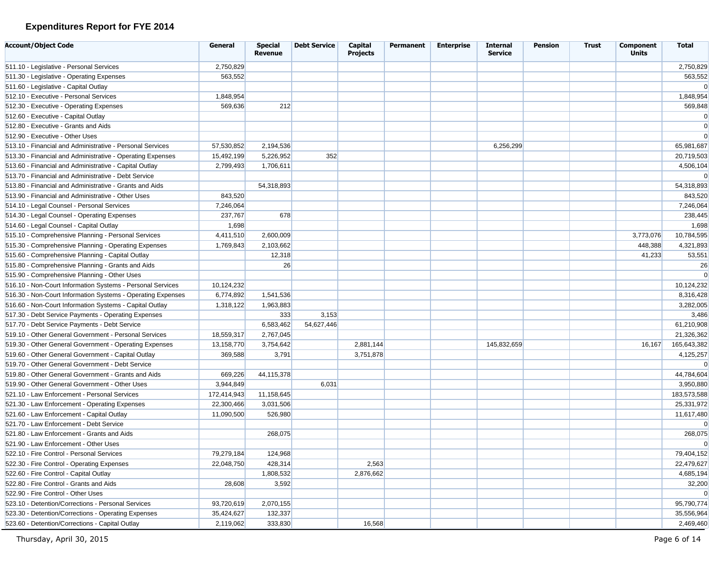### Expenditures Report for FYE 2014

| Account/Object Code | General | Special Revenue | Debt Service | Capital Projects | Permanent | Enterprise | Internal Service | Pension | Trust | Component Units | Total |
|---|---|---|---|---|---|---|---|---|---|---|---|
| 511.10 - Legislative - Personal Services | 2,750,829 | | | | | | | | | | 2,750,829 |
| 511.30 - Legislative - Operating Expenses | 563,552 | | | | | | | | | | 563,552 |
| 511.60 - Legislative - Capital Outlay | | | | | | | | | | | 0 |
| 512.10 - Executive - Personal Services | 1,848,954 | | | | | | | | | | 1,848,954 |
| 512.30 - Executive - Operating Expenses | 569,636 | 212 | | | | | | | | | 569,848 |
| 512.60 - Executive - Capital Outlay | | | | | | | | | | | 0 |
| 512.80 - Executive - Grants and Aids | | | | | | | | | | | 0 |
| 512.90 - Executive - Other Uses | | | | | | | | | | | 0 |
| 513.10 - Financial and Administrative - Personal Services | 57,530,852 | 2,194,536 | | | | | 6,256,299 | | | | 65,981,687 |
| 513.30 - Financial and Administrative - Operating Expenses | 15,492,199 | 5,226,952 | 352 | | | | | | | | 20,719,503 |
| 513.60 - Financial and Administrative - Capital Outlay | 2,799,493 | 1,706,611 | | | | | | | | | 4,506,104 |
| 513.70 - Financial and Administrative - Debt Service | | | | | | | | | | | 0 |
| 513.80 - Financial and Administrative - Grants and Aids | | 54,318,893 | | | | | | | | | 54,318,893 |
| 513.90 - Financial and Administrative - Other Uses | 843,520 | | | | | | | | | | 843,520 |
| 514.10 - Legal Counsel - Personal Services | 7,246,064 | | | | | | | | | | 7,246,064 |
| 514.30 - Legal Counsel - Operating Expenses | 237,767 | 678 | | | | | | | | | 238,445 |
| 514.60 - Legal Counsel - Capital Outlay | 1,698 | | | | | | | | | | 1,698 |
| 515.10 - Comprehensive Planning - Personal Services | 4,411,510 | 2,600,009 | | | | | | | | 3,773,076 | 10,784,595 |
| 515.30 - Comprehensive Planning - Operating Expenses | 1,769,843 | 2,103,662 | | | | | | | | 448,388 | 4,321,893 |
| 515.60 - Comprehensive Planning - Capital Outlay | | 12,318 | | | | | | | | 41,233 | 53,551 |
| 515.80 - Comprehensive Planning - Grants and Aids | | 26 | | | | | | | | | 26 |
| 515.90 - Comprehensive Planning - Other Uses | | | | | | | | | | | 0 |
| 516.10 - Non-Court Information Systems - Personal Services | 10,124,232 | | | | | | | | | | 10,124,232 |
| 516.30 - Non-Court Information Systems - Operating Expenses | 6,774,892 | 1,541,536 | | | | | | | | | 8,316,428 |
| 516.60 - Non-Court Information Systems - Capital Outlay | 1,318,122 | 1,963,883 | | | | | | | | | 3,282,005 |
| 517.30 - Debt Service Payments - Operating Expenses | | 333 | 3,153 | | | | | | | | 3,486 |
| 517.70 - Debt Service Payments - Debt Service | | 6,583,462 | 54,627,446 | | | | | | | | 61,210,908 |
| 519.10 - Other General Government - Personal Services | 18,559,317 | 2,767,045 | | | | | | | | | 21,326,362 |
| 519.30 - Other General Government - Operating Expenses | 13,158,770 | 3,754,642 | | 2,881,144 | | | 145,832,659 | | | 16,167 | 165,643,382 |
| 519.60 - Other General Government - Capital Outlay | 369,588 | 3,791 | | 3,751,878 | | | | | | | 4,125,257 |
| 519.70 - Other General Government - Debt Service | | | | | | | | | | | 0 |
| 519.80 - Other General Government - Grants and Aids | 669,226 | 44,115,378 | | | | | | | | | 44,784,604 |
| 519.90 - Other General Government - Other Uses | 3,944,849 | | 6,031 | | | | | | | | 3,950,880 |
| 521.10 - Law Enforcement - Personal Services | 172,414,943 | 11,158,645 | | | | | | | | | 183,573,588 |
| 521.30 - Law Enforcement - Operating Expenses | 22,300,466 | 3,031,506 | | | | | | | | | 25,331,972 |
| 521.60 - Law Enforcement - Capital Outlay | 11,090,500 | 526,980 | | | | | | | | | 11,617,480 |
| 521.70 - Law Enforcement - Debt Service | | | | | | | | | | | 0 |
| 521.80 - Law Enforcement - Grants and Aids | | 268,075 | | | | | | | | | 268,075 |
| 521.90 - Law Enforcement - Other Uses | | | | | | | | | | | 0 |
| 522.10 - Fire Control - Personal Services | 79,279,184 | 124,968 | | | | | | | | | 79,404,152 |
| 522.30 - Fire Control - Operating Expenses | 22,048,750 | 428,314 | | 2,563 | | | | | | | 22,479,627 |
| 522.60 - Fire Control - Capital Outlay | | 1,808,532 | | 2,876,662 | | | | | | | 4,685,194 |
| 522.80 - Fire Control - Grants and Aids | 28,608 | 3,592 | | | | | | | | | 32,200 |
| 522.90 - Fire Control - Other Uses | | | | | | | | | | | 0 |
| 523.10 - Detention/Corrections - Personal Services | 93,720,619 | 2,070,155 | | | | | | | | | 95,790,774 |
| 523.30 - Detention/Corrections - Operating Expenses | 35,424,627 | 132,337 | | | | | | | | | 35,556,964 |
| 523.60 - Detention/Corrections - Capital Outlay | 2,119,062 | 333,830 | | 16,568 | | | | | | | 2,469,460 |

Thursday, April 30, 2015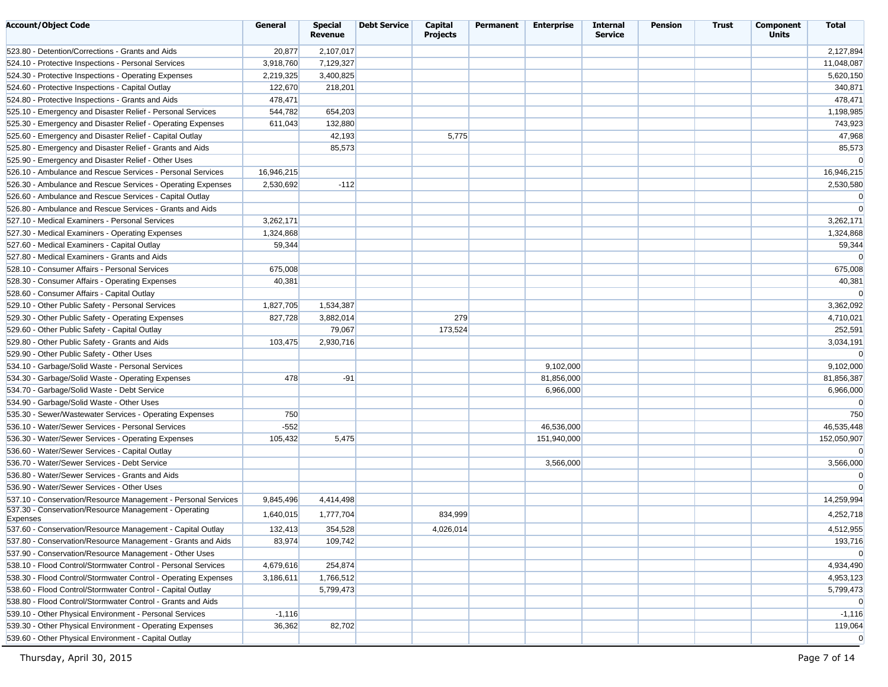| Account/Object Code | General | Special Revenue | Debt Service | Capital Projects | Permanent | Enterprise | Internal Service | Pension | Trust | Component Units | Total |
|---|---|---|---|---|---|---|---|---|---|---|---|
| 523.80 - Detention/Corrections - Grants and Aids | 20,877 | 2,107,017 | | | | | | | | | 2,127,894 |
| 524.10 - Protective Inspections - Personal Services | 3,918,760 | 7,129,327 | | | | | | | | | 11,048,087 |
| 524.30 - Protective Inspections - Operating Expenses | 2,219,325 | 3,400,825 | | | | | | | | | 5,620,150 |
| 524.60 - Protective Inspections - Capital Outlay | 122,670 | 218,201 | | | | | | | | | 340,871 |
| 524.80 - Protective Inspections - Grants and Aids | 478,471 | | | | | | | | | | 478,471 |
| 525.10 - Emergency and Disaster Relief - Personal Services | 544,782 | 654,203 | | | | | | | | | 1,198,985 |
| 525.30 - Emergency and Disaster Relief - Operating Expenses | 611,043 | 132,880 | | | | | | | | | 743,923 |
| 525.60 - Emergency and Disaster Relief - Capital Outlay | | 42,193 | | 5,775 | | | | | | | 47,968 |
| 525.80 - Emergency and Disaster Relief - Grants and Aids | | 85,573 | | | | | | | | | 85,573 |
| 525.90 - Emergency and Disaster Relief - Other Uses | | | | | | | | | | | 0 |
| 526.10 - Ambulance and Rescue Services - Personal Services | 16,946,215 | | | | | | | | | | 16,946,215 |
| 526.30 - Ambulance and Rescue Services - Operating Expenses | 2,530,692 | -112 | | | | | | | | | 2,530,580 |
| 526.60 - Ambulance and Rescue Services - Capital Outlay | | | | | | | | | | | 0 |
| 526.80 - Ambulance and Rescue Services - Grants and Aids | | | | | | | | | | | 0 |
| 527.10 - Medical Examiners - Personal Services | 3,262,171 | | | | | | | | | | 3,262,171 |
| 527.30 - Medical Examiners - Operating Expenses | 1,324,868 | | | | | | | | | | 1,324,868 |
| 527.60 - Medical Examiners - Capital Outlay | 59,344 | | | | | | | | | | 59,344 |
| 527.80 - Medical Examiners - Grants and Aids | | | | | | | | | | | 0 |
| 528.10 - Consumer Affairs - Personal Services | 675,008 | | | | | | | | | | 675,008 |
| 528.30 - Consumer Affairs - Operating Expenses | 40,381 | | | | | | | | | | 40,381 |
| 528.60 - Consumer Affairs - Capital Outlay | | | | | | | | | | | 0 |
| 529.10 - Other Public Safety - Personal Services | 1,827,705 | 1,534,387 | | | | | | | | | 3,362,092 |
| 529.30 - Other Public Safety - Operating Expenses | 827,728 | 3,882,014 | | 279 | | | | | | | 4,710,021 |
| 529.60 - Other Public Safety - Capital Outlay | | 79,067 | | 173,524 | | | | | | | 252,591 |
| 529.80 - Other Public Safety - Grants and Aids | 103,475 | 2,930,716 | | | | | | | | | 3,034,191 |
| 529.90 - Other Public Safety - Other Uses | | | | | | | | | | | 0 |
| 534.10 - Garbage/Solid Waste - Personal Services | | | | | | 9,102,000 | | | | | 9,102,000 |
| 534.30 - Garbage/Solid Waste - Operating Expenses | 478 | -91 | | | | 81,856,000 | | | | | 81,856,387 |
| 534.70 - Garbage/Solid Waste - Debt Service | | | | | | 6,966,000 | | | | | 6,966,000 |
| 534.90 - Garbage/Solid Waste - Other Uses | | | | | | | | | | | 0 |
| 535.30 - Sewer/Wastewater Services - Operating Expenses | 750 | | | | | | | | | | 750 |
| 536.10 - Water/Sewer Services - Personal Services | -552 | | | | | 46,536,000 | | | | | 46,535,448 |
| 536.30 - Water/Sewer Services - Operating Expenses | 105,432 | 5,475 | | | | 151,940,000 | | | | | 152,050,907 |
| 536.60 - Water/Sewer Services - Capital Outlay | | | | | | | | | | | 0 |
| 536.70 - Water/Sewer Services - Debt Service | | | | | | 3,566,000 | | | | | 3,566,000 |
| 536.80 - Water/Sewer Services - Grants and Aids | | | | | | | | | | | 0 |
| 536.90 - Water/Sewer Services - Other Uses | | | | | | | | | | | 0 |
| 537.10 - Conservation/Resource Management - Personal Services | 9,845,496 | 4,414,498 | | | | | | | | | 14,259,994 |
| 537.30 - Conservation/Resource Management - Operating Expenses | 1,640,015 | 1,777,704 | | 834,999 | | | | | | | 4,252,718 |
| 537.60 - Conservation/Resource Management - Capital Outlay | 132,413 | 354,528 | | 4,026,014 | | | | | | | 4,512,955 |
| 537.80 - Conservation/Resource Management - Grants and Aids | 83,974 | 109,742 | | | | | | | | | 193,716 |
| 537.90 - Conservation/Resource Management - Other Uses | | | | | | | | | | | 0 |
| 538.10 - Flood Control/Stormwater Control - Personal Services | 4,679,616 | 254,874 | | | | | | | | | 4,934,490 |
| 538.30 - Flood Control/Stormwater Control - Operating Expenses | 3,186,611 | 1,766,512 | | | | | | | | | 4,953,123 |
| 538.60 - Flood Control/Stormwater Control - Capital Outlay | | 5,799,473 | | | | | | | | | 5,799,473 |
| 538.80 - Flood Control/Stormwater Control - Grants and Aids | | | | | | | | | | | 0 |
| 539.10 - Other Physical Environment - Personal Services | -1,116 | | | | | | | | | | -1,116 |
| 539.30 - Other Physical Environment - Operating Expenses | 36,362 | 82,702 | | | | | | | | | 119,064 |
| 539.60 - Other Physical Environment - Capital Outlay | | | | | | | | | | | 0 |

Thursday, April 30, 2015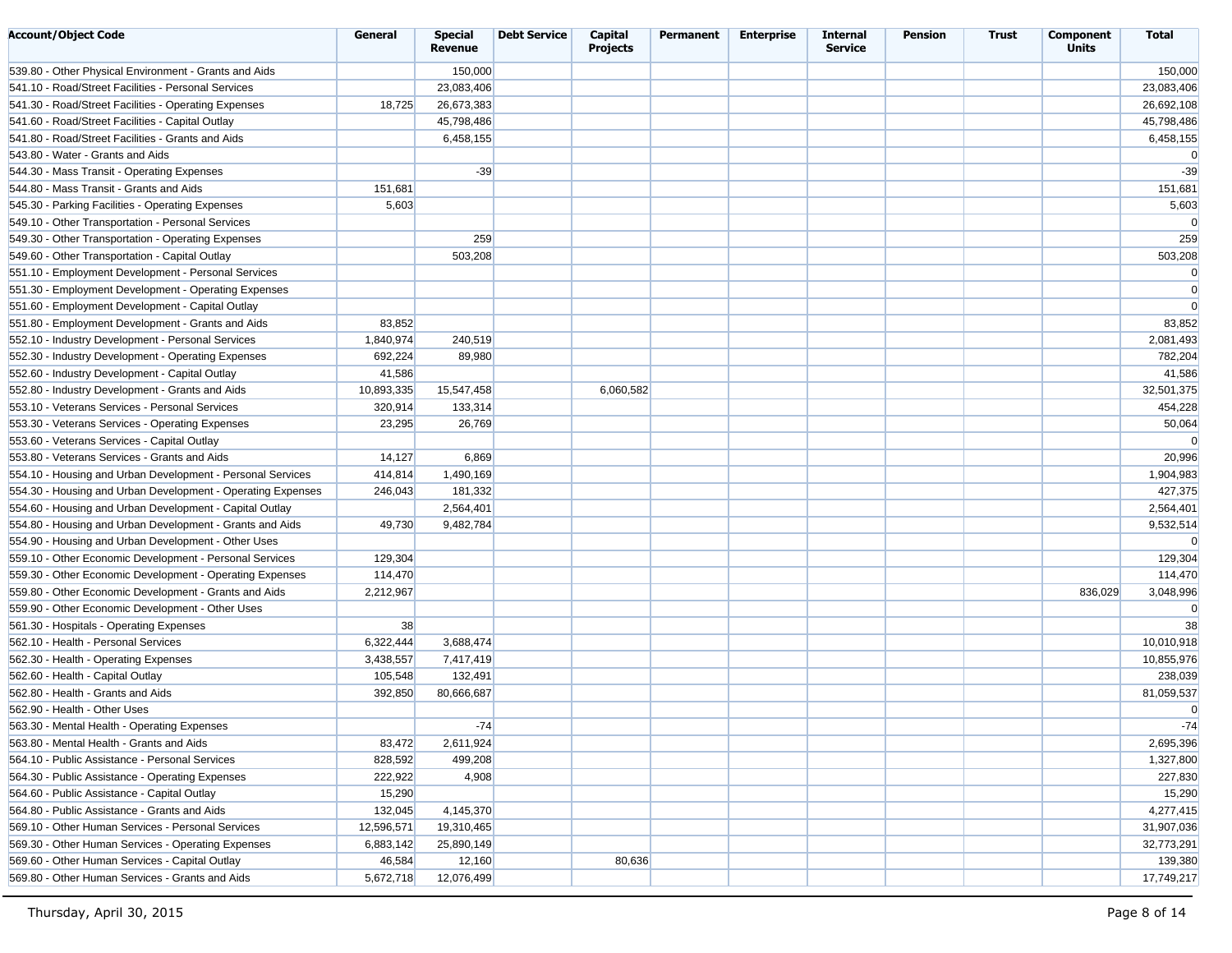| Account/Object Code | General | Special Revenue | Debt Service | Capital Projects | Permanent | Enterprise | Internal Service | Pension | Trust | Component Units | Total |
|---|---|---|---|---|---|---|---|---|---|---|---|
| 539.80 - Other Physical Environment - Grants and Aids | | 150,000 | | | | | | | | | 150,000 |
| 541.10 - Road/Street Facilities - Personal Services | | 23,083,406 | | | | | | | | | 23,083,406 |
| 541.30 - Road/Street Facilities - Operating Expenses | 18,725 | 26,673,383 | | | | | | | | | 26,692,108 |
| 541.60 - Road/Street Facilities - Capital Outlay | | 45,798,486 | | | | | | | | | 45,798,486 |
| 541.80 - Road/Street Facilities - Grants and Aids | | 6,458,155 | | | | | | | | | 6,458,155 |
| 543.80 - Water - Grants and Aids | | | | | | | | | | | 0 |
| 544.30 - Mass Transit - Operating Expenses | | -39 | | | | | | | | | -39 |
| 544.80 - Mass Transit - Grants and Aids | 151,681 | | | | | | | | | | 151,681 |
| 545.30 - Parking Facilities - Operating Expenses | 5,603 | | | | | | | | | | 5,603 |
| 549.10 - Other Transportation - Personal Services | | | | | | | | | | | 0 |
| 549.30 - Other Transportation - Operating Expenses | | 259 | | | | | | | | | 259 |
| 549.60 - Other Transportation - Capital Outlay | | 503,208 | | | | | | | | | 503,208 |
| 551.10 - Employment Development - Personal Services | | | | | | | | | | | 0 |
| 551.30 - Employment Development - Operating Expenses | | | | | | | | | | | 0 |
| 551.60 - Employment Development - Capital Outlay | | | | | | | | | | | 0 |
| 551.80 - Employment Development - Grants and Aids | 83,852 | | | | | | | | | | 83,852 |
| 552.10 - Industry Development - Personal Services | 1,840,974 | 240,519 | | | | | | | | | 2,081,493 |
| 552.30 - Industry Development - Operating Expenses | 692,224 | 89,980 | | | | | | | | | 782,204 |
| 552.60 - Industry Development - Capital Outlay | 41,586 | | | | | | | | | | 41,586 |
| 552.80 - Industry Development - Grants and Aids | 10,893,335 | 15,547,458 | | 6,060,582 | | | | | | | 32,501,375 |
| 553.10 - Veterans Services - Personal Services | 320,914 | 133,314 | | | | | | | | | 454,228 |
| 553.30 - Veterans Services - Operating Expenses | 23,295 | 26,769 | | | | | | | | | 50,064 |
| 553.60 - Veterans Services - Capital Outlay | | | | | | | | | | | 0 |
| 553.80 - Veterans Services - Grants and Aids | 14,127 | 6,869 | | | | | | | | | 20,996 |
| 554.10 - Housing and Urban Development - Personal Services | 414,814 | 1,490,169 | | | | | | | | | 1,904,983 |
| 554.30 - Housing and Urban Development - Operating Expenses | 246,043 | 181,332 | | | | | | | | | 427,375 |
| 554.60 - Housing and Urban Development - Capital Outlay | | 2,564,401 | | | | | | | | | 2,564,401 |
| 554.80 - Housing and Urban Development - Grants and Aids | 49,730 | 9,482,784 | | | | | | | | | 9,532,514 |
| 554.90 - Housing and Urban Development - Other Uses | | | | | | | | | | | 0 |
| 559.10 - Other Economic Development - Personal Services | 129,304 | | | | | | | | | | 129,304 |
| 559.30 - Other Economic Development - Operating Expenses | 114,470 | | | | | | | | | | 114,470 |
| 559.80 - Other Economic Development - Grants and Aids | 2,212,967 | | | | | | | | | 836,029 | 3,048,996 |
| 559.90 - Other Economic Development - Other Uses | | | | | | | | | | | 0 |
| 561.30 - Hospitals - Operating Expenses | 38 | | | | | | | | | | 38 |
| 562.10 - Health - Personal Services | 6,322,444 | 3,688,474 | | | | | | | | | 10,010,918 |
| 562.30 - Health - Operating Expenses | 3,438,557 | 7,417,419 | | | | | | | | | 10,855,976 |
| 562.60 - Health - Capital Outlay | 105,548 | 132,491 | | | | | | | | | 238,039 |
| 562.80 - Health - Grants and Aids | 392,850 | 80,666,687 | | | | | | | | | 81,059,537 |
| 562.90 - Health - Other Uses | | | | | | | | | | | 0 |
| 563.30 - Mental Health - Operating Expenses | | -74 | | | | | | | | | -74 |
| 563.80 - Mental Health - Grants and Aids | 83,472 | 2,611,924 | | | | | | | | | 2,695,396 |
| 564.10 - Public Assistance - Personal Services | 828,592 | 499,208 | | | | | | | | | 1,327,800 |
| 564.30 - Public Assistance - Operating Expenses | 222,922 | 4,908 | | | | | | | | | 227,830 |
| 564.60 - Public Assistance - Capital Outlay | 15,290 | | | | | | | | | | 15,290 |
| 564.80 - Public Assistance - Grants and Aids | 132,045 | 4,145,370 | | | | | | | | | 4,277,415 |
| 569.10 - Other Human Services - Personal Services | 12,596,571 | 19,310,465 | | | | | | | | | 31,907,036 |
| 569.30 - Other Human Services - Operating Expenses | 6,883,142 | 25,890,149 | | | | | | | | | 32,773,291 |
| 569.60 - Other Human Services - Capital Outlay | 46,584 | 12,160 | | 80,636 | | | | | | | 139,380 |
| 569.80 - Other Human Services - Grants and Aids | 5,672,718 | 12,076,499 | | | | | | | | | 17,749,217 |

Thursday, April 30, 2015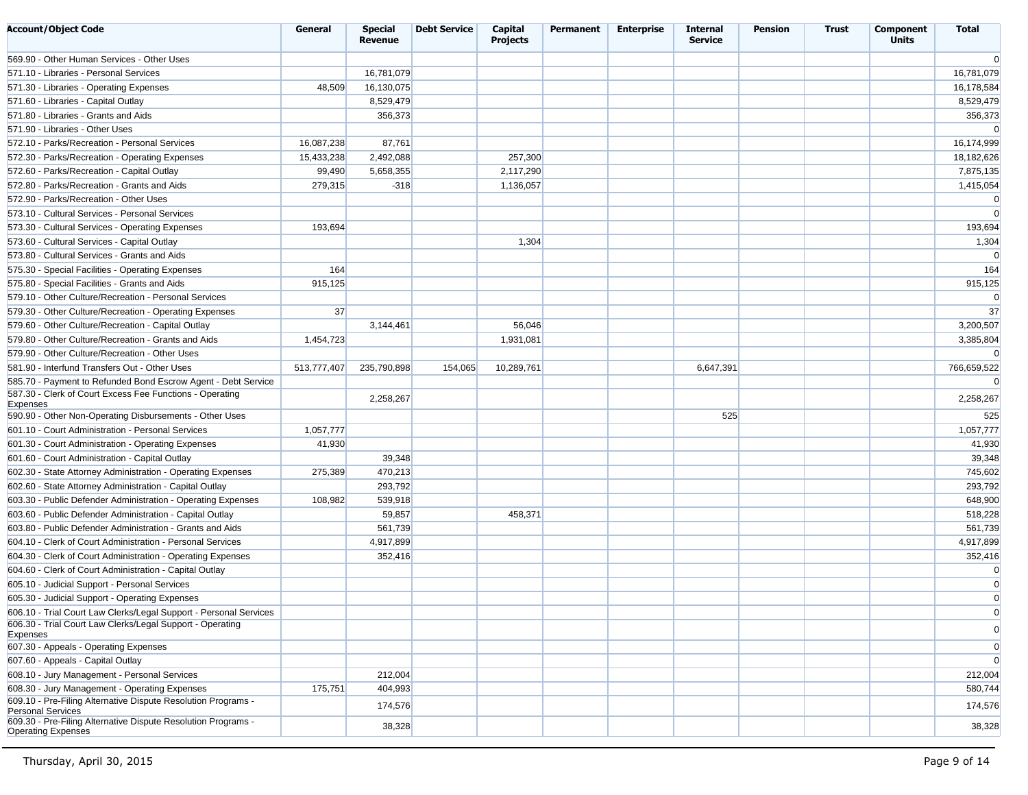| Account/Object Code | General | Special Revenue | Debt Service | Capital Projects | Permanent | Enterprise | Internal Service | Pension | Trust | Component Units | Total |
|---|---|---|---|---|---|---|---|---|---|---|---|
| 569.90 - Other Human Services - Other Uses | | | | | | | | | | | 0 |
| 571.10 - Libraries - Personal Services | | 16,781,079 | | | | | | | | | 16,781,079 |
| 571.30 - Libraries - Operating Expenses | 48,509 | 16,130,075 | | | | | | | | | 16,178,584 |
| 571.60 - Libraries - Capital Outlay | | 8,529,479 | | | | | | | | | 8,529,479 |
| 571.80 - Libraries - Grants and Aids | | 356,373 | | | | | | | | | 356,373 |
| 571.90 - Libraries - Other Uses | | | | | | | | | | | 0 |
| 572.10 - Parks/Recreation - Personal Services | 16,087,238 | 87,761 | | | | | | | | | 16,174,999 |
| 572.30 - Parks/Recreation - Operating Expenses | 15,433,238 | 2,492,088 | | 257,300 | | | | | | | 18,182,626 |
| 572.60 - Parks/Recreation - Capital Outlay | 99,490 | 5,658,355 | | 2,117,290 | | | | | | | 7,875,135 |
| 572.80 - Parks/Recreation - Grants and Aids | 279,315 | -318 | | 1,136,057 | | | | | | | 1,415,054 |
| 572.90 - Parks/Recreation - Other Uses | | | | | | | | | | | 0 |
| 573.10 - Cultural Services - Personal Services | | | | | | | | | | | 0 |
| 573.30 - Cultural Services - Operating Expenses | 193,694 | | | | | | | | | | 193,694 |
| 573.60 - Cultural Services - Capital Outlay | | | | 1,304 | | | | | | | 1,304 |
| 573.80 - Cultural Services - Grants and Aids | | | | | | | | | | | 0 |
| 575.30 - Special Facilities - Operating Expenses | 164 | | | | | | | | | | 164 |
| 575.80 - Special Facilities - Grants and Aids | 915,125 | | | | | | | | | | 915,125 |
| 579.10 - Other Culture/Recreation - Personal Services | | | | | | | | | | | 0 |
| 579.30 - Other Culture/Recreation - Operating Expenses | 37 | | | | | | | | | | 37 |
| 579.60 - Other Culture/Recreation - Capital Outlay | | 3,144,461 | | 56,046 | | | | | | | 3,200,507 |
| 579.80 - Other Culture/Recreation - Grants and Aids | 1,454,723 | | | 1,931,081 | | | | | | | 3,385,804 |
| 579.90 - Other Culture/Recreation - Other Uses | | | | | | | | | | | 0 |
| 581.90 - Interfund Transfers Out - Other Uses | 513,777,407 | 235,790,898 | 154,065 | 10,289,761 | | | 6,647,391 | | | | 766,659,522 |
| 585.70 - Payment to Refunded Bond Escrow Agent - Debt Service | | | | | | | | | | | 0 |
| 587.30 - Clerk of Court Excess Fee Functions - Operating Expenses | | 2,258,267 | | | | | | | | | 2,258,267 |
| 590.90 - Other Non-Operating Disbursements - Other Uses | | | | | | | 525 | | | | 525 |
| 601.10 - Court Administration - Personal Services | 1,057,777 | | | | | | | | | | 1,057,777 |
| 601.30 - Court Administration - Operating Expenses | 41,930 | | | | | | | | | | 41,930 |
| 601.60 - Court Administration - Capital Outlay | | 39,348 | | | | | | | | | 39,348 |
| 602.30 - State Attorney Administration - Operating Expenses | 275,389 | 470,213 | | | | | | | | | 745,602 |
| 602.60 - State Attorney Administration - Capital Outlay | | 293,792 | | | | | | | | | 293,792 |
| 603.30 - Public Defender Administration - Operating Expenses | 108,982 | 539,918 | | | | | | | | | 648,900 |
| 603.60 - Public Defender Administration - Capital Outlay | | 59,857 | | 458,371 | | | | | | | 518,228 |
| 603.80 - Public Defender Administration - Grants and Aids | | 561,739 | | | | | | | | | 561,739 |
| 604.10 - Clerk of Court Administration - Personal Services | | 4,917,899 | | | | | | | | | 4,917,899 |
| 604.30 - Clerk of Court Administration - Operating Expenses | | 352,416 | | | | | | | | | 352,416 |
| 604.60 - Clerk of Court Administration - Capital Outlay | | | | | | | | | | | 0 |
| 605.10 - Judicial Support - Personal Services | | | | | | | | | | | 0 |
| 605.30 - Judicial Support - Operating Expenses | | | | | | | | | | | 0 |
| 606.10 - Trial Court Law Clerks/Legal Support - Personal Services | | | | | | | | | | | 0 |
| 606.30 - Trial Court Law Clerks/Legal Support - Operating Expenses | | | | | | | | | | | 0 |
| 607.30 - Appeals - Operating Expenses | | | | | | | | | | | 0 |
| 607.60 - Appeals - Capital Outlay | | | | | | | | | | | 0 |
| 608.10 - Jury Management - Personal Services | | 212,004 | | | | | | | | | 212,004 |
| 608.30 - Jury Management - Operating Expenses | 175,751 | 404,993 | | | | | | | | | 580,744 |
| 609.10 - Pre-Filing Alternative Dispute Resolution Programs - Personal Services | | 174,576 | | | | | | | | | 174,576 |
| 609.30 - Pre-Filing Alternative Dispute Resolution Programs - Operating Expenses | | 38,328 | | | | | | | | | 38,328 |

Thursday, April 30, 2015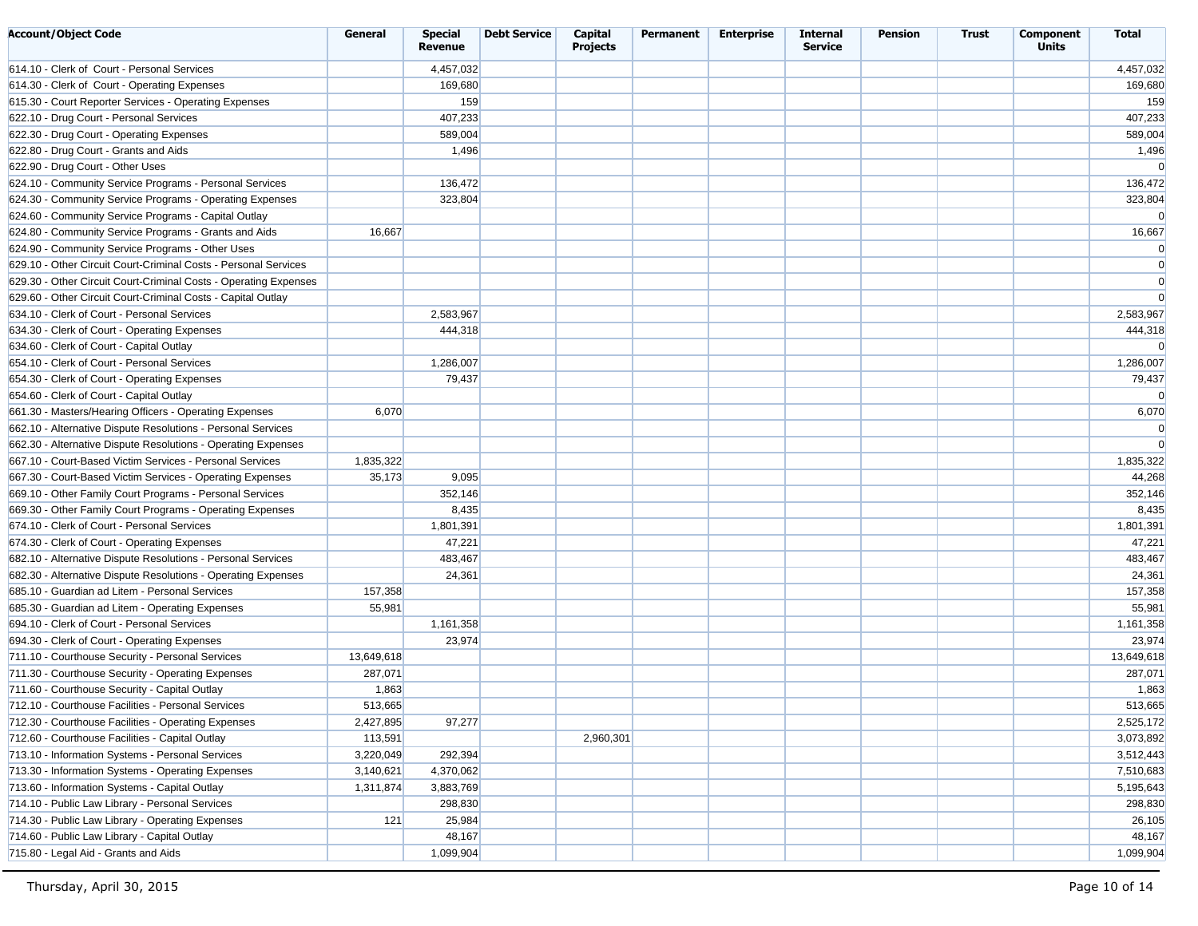| Account/Object Code | General | Special Revenue | Debt Service | Capital Projects | Permanent | Enterprise | Internal Service | Pension | Trust | Component Units | Total |
|---|---|---|---|---|---|---|---|---|---|---|---|
| 614.10 - Clerk of Court - Personal Services | | 4,457,032 | | | | | | | | | 4,457,032 |
| 614.30 - Clerk of Court - Operating Expenses | | 169,680 | | | | | | | | | 169,680 |
| 615.30 - Court Reporter Services - Operating Expenses | | 159 | | | | | | | | | 159 |
| 622.10 - Drug Court - Personal Services | | 407,233 | | | | | | | | | 407,233 |
| 622.30 - Drug Court - Operating Expenses | | 589,004 | | | | | | | | | 589,004 |
| 622.80 - Drug Court - Grants and Aids | | 1,496 | | | | | | | | | 1,496 |
| 622.90 - Drug Court - Other Uses | | | | | | | | | | | 0 |
| 624.10 - Community Service Programs - Personal Services | | 136,472 | | | | | | | | | 136,472 |
| 624.30 - Community Service Programs - Operating Expenses | | 323,804 | | | | | | | | | 323,804 |
| 624.60 - Community Service Programs - Capital Outlay | | | | | | | | | | | 0 |
| 624.80 - Community Service Programs - Grants and Aids | 16,667 | | | | | | | | | | 16,667 |
| 624.90 - Community Service Programs - Other Uses | | | | | | | | | | | 0 |
| 629.10 - Other Circuit Court-Criminal Costs - Personal Services | | | | | | | | | | | 0 |
| 629.30 - Other Circuit Court-Criminal Costs - Operating Expenses | | | | | | | | | | | 0 |
| 629.60 - Other Circuit Court-Criminal Costs - Capital Outlay | | | | | | | | | | | 0 |
| 634.10 - Clerk of Court - Personal Services | | 2,583,967 | | | | | | | | | 2,583,967 |
| 634.30 - Clerk of Court - Operating Expenses | | 444,318 | | | | | | | | | 444,318 |
| 634.60 - Clerk of Court - Capital Outlay | | | | | | | | | | | 0 |
| 654.10 - Clerk of Court - Personal Services | | 1,286,007 | | | | | | | | | 1,286,007 |
| 654.30 - Clerk of Court - Operating Expenses | | 79,437 | | | | | | | | | 79,437 |
| 654.60 - Clerk of Court - Capital Outlay | | | | | | | | | | | 0 |
| 661.30 - Masters/Hearing Officers - Operating Expenses | 6,070 | | | | | | | | | | 6,070 |
| 662.10 - Alternative Dispute Resolutions - Personal Services | | | | | | | | | | | 0 |
| 662.30 - Alternative Dispute Resolutions - Operating Expenses | | | | | | | | | | | 0 |
| 667.10 - Court-Based Victim Services - Personal Services | 1,835,322 | | | | | | | | | | 1,835,322 |
| 667.30 - Court-Based Victim Services - Operating Expenses | 35,173 | 9,095 | | | | | | | | | 44,268 |
| 669.10 - Other Family Court Programs - Personal Services | | 352,146 | | | | | | | | | 352,146 |
| 669.30 - Other Family Court Programs - Operating Expenses | | 8,435 | | | | | | | | | 8,435 |
| 674.10 - Clerk of Court - Personal Services | | 1,801,391 | | | | | | | | | 1,801,391 |
| 674.30 - Clerk of Court - Operating Expenses | | 47,221 | | | | | | | | | 47,221 |
| 682.10 - Alternative Dispute Resolutions - Personal Services | | 483,467 | | | | | | | | | 483,467 |
| 682.30 - Alternative Dispute Resolutions - Operating Expenses | | 24,361 | | | | | | | | | 24,361 |
| 685.10 - Guardian ad Litem - Personal Services | 157,358 | | | | | | | | | | 157,358 |
| 685.30 - Guardian ad Litem - Operating Expenses | 55,981 | | | | | | | | | | 55,981 |
| 694.10 - Clerk of Court - Personal Services | | 1,161,358 | | | | | | | | | 1,161,358 |
| 694.30 - Clerk of Court - Operating Expenses | | 23,974 | | | | | | | | | 23,974 |
| 711.10 - Courthouse Security - Personal Services | 13,649,618 | | | | | | | | | | 13,649,618 |
| 711.30 - Courthouse Security - Operating Expenses | 287,071 | | | | | | | | | | 287,071 |
| 711.60 - Courthouse Security - Capital Outlay | 1,863 | | | | | | | | | | 1,863 |
| 712.10 - Courthouse Facilities - Personal Services | 513,665 | | | | | | | | | | 513,665 |
| 712.30 - Courthouse Facilities - Operating Expenses | 2,427,895 | 97,277 | | | | | | | | | 2,525,172 |
| 712.60 - Courthouse Facilities - Capital Outlay | 113,591 | | | 2,960,301 | | | | | | | 3,073,892 |
| 713.10 - Information Systems - Personal Services | 3,220,049 | 292,394 | | | | | | | | | 3,512,443 |
| 713.30 - Information Systems - Operating Expenses | 3,140,621 | 4,370,062 | | | | | | | | | 7,510,683 |
| 713.60 - Information Systems - Capital Outlay | 1,311,874 | 3,883,769 | | | | | | | | | 5,195,643 |
| 714.10 - Public Law Library - Personal Services | | 298,830 | | | | | | | | | 298,830 |
| 714.30 - Public Law Library - Operating Expenses | 121 | 25,984 | | | | | | | | | 26,105 |
| 714.60 - Public Law Library - Capital Outlay | | 48,167 | | | | | | | | | 48,167 |
| 715.80 - Legal Aid - Grants and Aids | | 1,099,904 | | | | | | | | | 1,099,904 |

Thursday, April 30, 2015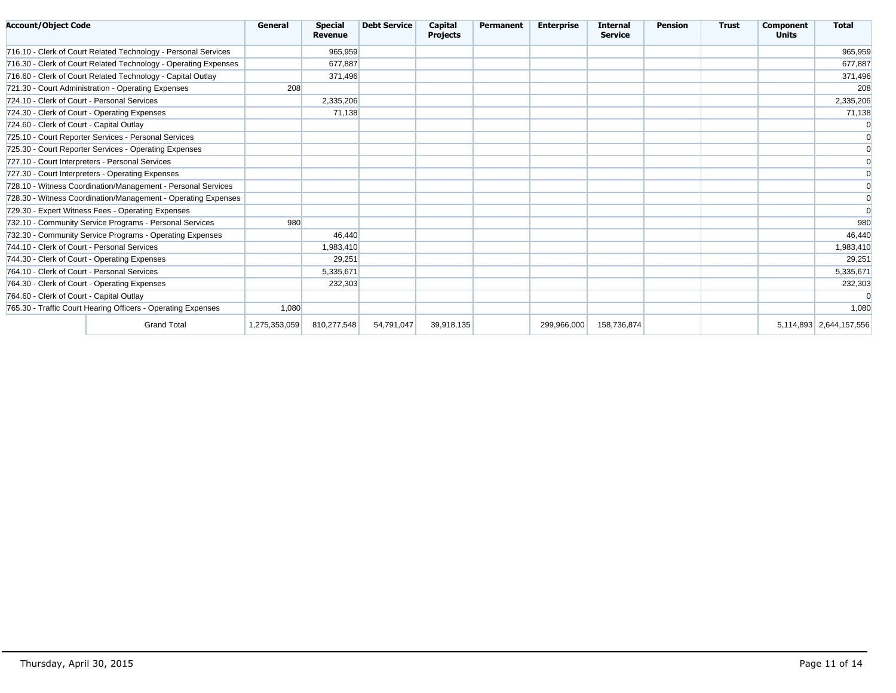| Account/Object Code | General | Special Revenue | Debt Service | Capital Projects | Permanent | Enterprise | Internal Service | Pension | Trust | Component Units | Total |
|---|---|---|---|---|---|---|---|---|---|---|---|
| 716.10 - Clerk of Court Related Technology - Personal Services | | 965,959 | | | | | | | | | 965,959 |
| 716.30 - Clerk of Court Related Technology - Operating Expenses | | 677,887 | | | | | | | | | 677,887 |
| 716.60 - Clerk of Court Related Technology - Capital Outlay | | 371,496 | | | | | | | | | 371,496 |
| 721.30 - Court Administration - Operating Expenses | 208 | | | | | | | | | | 208 |
| 724.10 - Clerk of Court - Personal Services | | 2,335,206 | | | | | | | | | 2,335,206 |
| 724.30 - Clerk of Court - Operating Expenses | | 71,138 | | | | | | | | | 71,138 |
| 724.60 - Clerk of Court - Capital Outlay | | | | | | | | | | | 0 |
| 725.10 - Court Reporter Services - Personal Services | | | | | | | | | | | 0 |
| 725.30 - Court Reporter Services - Operating Expenses | | | | | | | | | | | 0 |
| 727.10 - Court Interpreters - Personal Services | | | | | | | | | | | 0 |
| 727.30 - Court Interpreters - Operating Expenses | | | | | | | | | | | 0 |
| 728.10 - Witness Coordination/Management - Personal Services | | | | | | | | | | | 0 |
| 728.30 - Witness Coordination/Management - Operating Expenses | | | | | | | | | | | 0 |
| 729.30 - Expert Witness Fees - Operating Expenses | | | | | | | | | | | 0 |
| 732.10 - Community Service Programs - Personal Services | 980 | | | | | | | | | | 980 |
| 732.30 - Community Service Programs - Operating Expenses | | 46,440 | | | | | | | | | 46,440 |
| 744.10 - Clerk of Court - Personal Services | | 1,983,410 | | | | | | | | | 1,983,410 |
| 744.30 - Clerk of Court - Operating Expenses | | 29,251 | | | | | | | | | 29,251 |
| 764.10 - Clerk of Court - Personal Services | | 5,335,671 | | | | | | | | | 5,335,671 |
| 764.30 - Clerk of Court - Operating Expenses | | 232,303 | | | | | | | | | 232,303 |
| 764.60 - Clerk of Court - Capital Outlay | | | | | | | | | | | 0 |
| 765.30 - Traffic Court Hearing Officers - Operating Expenses | 1,080 | | | | | | | | | | 1,080 |
| Grand Total | 1,275,353,059 | 810,277,548 | 54,791,047 | 39,918,135 | | 299,966,000 | 158,736,874 | | | 5,114,893 | 2,644,157,556 |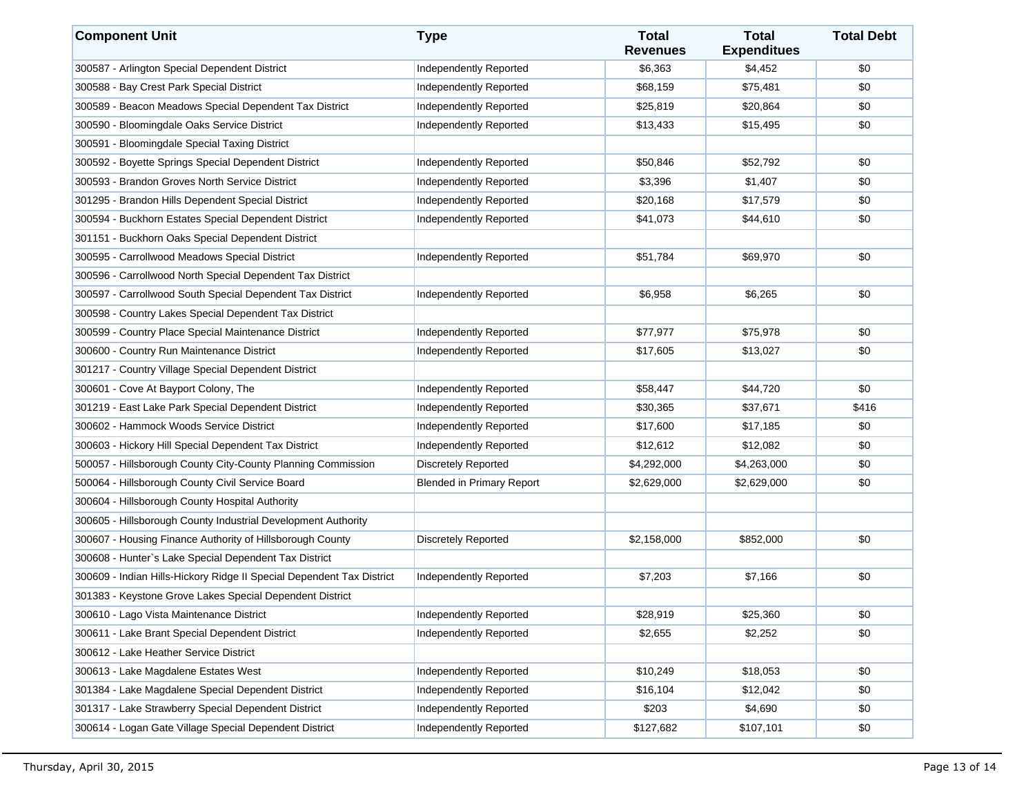| Component Unit | Type | Total Revenues | Total Expenditues | Total Debt |
|---|---|---|---|---|
| 300587 - Arlington Special Dependent District | Independently Reported | $6,363 | $4,452 | $0 |
| 300588 - Bay Crest Park Special District | Independently Reported | $68,159 | $75,481 | $0 |
| 300589 - Beacon Meadows Special Dependent Tax District | Independently Reported | $25,819 | $20,864 | $0 |
| 300590 - Bloomingdale Oaks Service District | Independently Reported | $13,433 | $15,495 | $0 |
| 300591 - Bloomingdale Special Taxing District | | | | |
| 300592 - Boyette Springs Special Dependent District | Independently Reported | $50,846 | $52,792 | $0 |
| 300593 - Brandon Groves North Service District | Independently Reported | $3,396 | $1,407 | $0 |
| 301295 - Brandon Hills Dependent Special District | Independently Reported | $20,168 | $17,579 | $0 |
| 300594 - Buckhorn Estates Special Dependent District | Independently Reported | $41,073 | $44,610 | $0 |
| 301151 - Buckhorn Oaks Special Dependent District | | | | |
| 300595 - Carrollwood Meadows Special District | Independently Reported | $51,784 | $69,970 | $0 |
| 300596 - Carrollwood North Special Dependent Tax District | | | | |
| 300597 - Carrollwood South Special Dependent Tax District | Independently Reported | $6,958 | $6,265 | $0 |
| 300598 - Country Lakes Special Dependent Tax District | | | | |
| 300599 - Country Place Special Maintenance District | Independently Reported | $77,977 | $75,978 | $0 |
| 300600 - Country Run Maintenance District | Independently Reported | $17,605 | $13,027 | $0 |
| 301217 - Country Village Special Dependent District | | | | |
| 300601 - Cove At Bayport Colony, The | Independently Reported | $58,447 | $44,720 | $0 |
| 301219 - East Lake Park Special Dependent District | Independently Reported | $30,365 | $37,671 | $416 |
| 300602 - Hammock Woods Service District | Independently Reported | $17,600 | $17,185 | $0 |
| 300603 - Hickory Hill Special Dependent Tax District | Independently Reported | $12,612 | $12,082 | $0 |
| 500057 - Hillsborough County City-County Planning Commission | Discretely Reported | $4,292,000 | $4,263,000 | $0 |
| 500064 - Hillsborough County Civil Service Board | Blended in Primary Report | $2,629,000 | $2,629,000 | $0 |
| 300604 - Hillsborough County Hospital Authority | | | | |
| 300605 - Hillsborough County Industrial Development Authority | | | | |
| 300607 - Housing Finance Authority of Hillsborough County | Discretely Reported | $2,158,000 | $852,000 | $0 |
| 300608 - Hunter`s Lake Special Dependent Tax District | | | | |
| 300609 - Indian Hills-Hickory Ridge II Special Dependent Tax District | Independently Reported | $7,203 | $7,166 | $0 |
| 301383 - Keystone Grove Lakes Special Dependent District | | | | |
| 300610 - Lago Vista Maintenance District | Independently Reported | $28,919 | $25,360 | $0 |
| 300611 - Lake Brant Special Dependent District | Independently Reported | $2,655 | $2,252 | $0 |
| 300612 - Lake Heather Service District | | | | |
| 300613 - Lake Magdalene Estates West | Independently Reported | $10,249 | $18,053 | $0 |
| 301384 - Lake Magdalene Special Dependent District | Independently Reported | $16,104 | $12,042 | $0 |
| 301317 - Lake Strawberry Special Dependent District | Independently Reported | $203 | $4,690 | $0 |
| 300614 - Logan Gate Village Special Dependent District | Independently Reported | $127,682 | $107,101 | $0 |

Thursday, April 30, 2015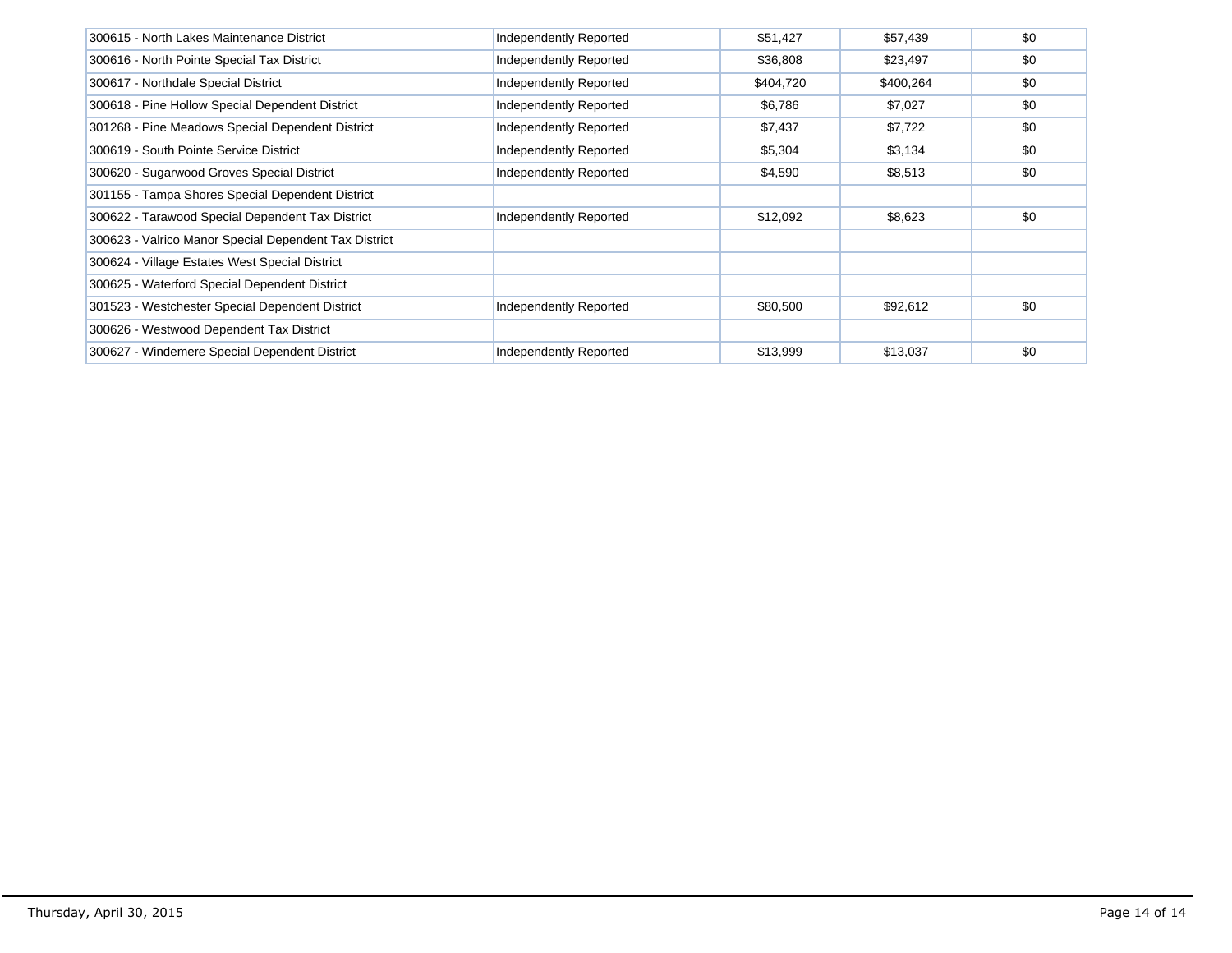| | | | | |
|---|---|---|---|---|
| 300615 - North Lakes Maintenance District | Independently Reported | $51,427 | $57,439 | $0 |
| 300616 - North Pointe Special Tax District | Independently Reported | $36,808 | $23,497 | $0 |
| 300617 - Northdale Special District | Independently Reported | $404,720 | $400,264 | $0 |
| 300618 - Pine Hollow Special Dependent District | Independently Reported | $6,786 | $7,027 | $0 |
| 301268 - Pine Meadows Special Dependent District | Independently Reported | $7,437 | $7,722 | $0 |
| 300619 - South Pointe Service District | Independently Reported | $5,304 | $3,134 | $0 |
| 300620 - Sugarwood Groves Special District | Independently Reported | $4,590 | $8,513 | $0 |
| 301155 - Tampa Shores Special Dependent District | | | | |
| 300622 - Tarawood Special Dependent Tax District | Independently Reported | $12,092 | $8,623 | $0 |
| 300623 - Valrico Manor Special Dependent Tax District | | | | |
| 300624 - Village Estates West Special District | | | | |
| 300625 - Waterford Special Dependent District | | | | |
| 301523 - Westchester Special Dependent District | Independently Reported | $80,500 | $92,612 | $0 |
| 300626 - Westwood Dependent Tax District | | | | |
| 300627 - Windemere Special Dependent District | Independently Reported | $13,999 | $13,037 | $0 |

Thursday, April 30, 2015